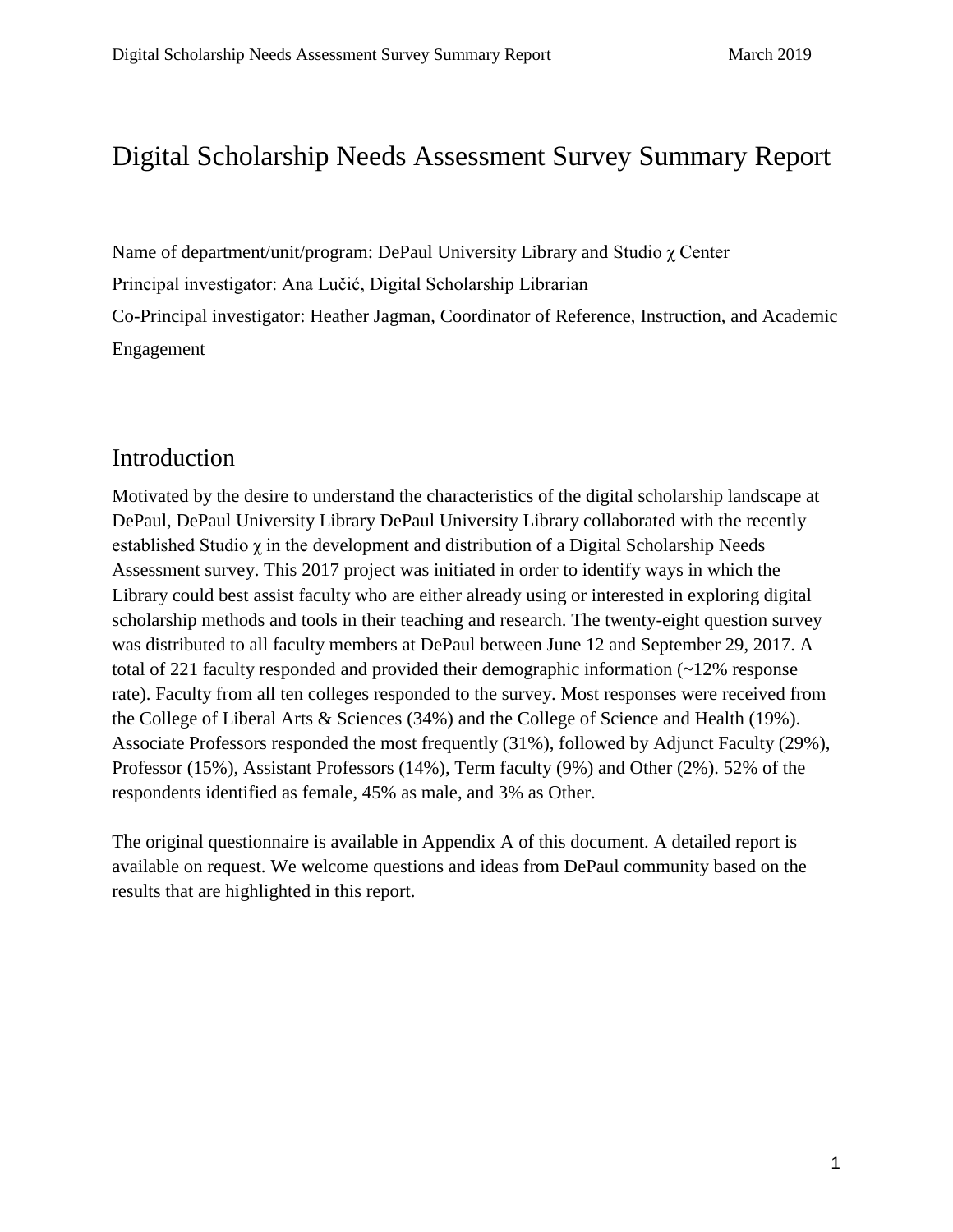# Digital Scholarship Needs Assessment Survey Summary Report

Name of department/unit/program: DePaul University Library and Studio χ Center

Principal investigator: Ana Lučić, Digital Scholarship Librarian

Co-Principal investigator: Heather Jagman, Coordinator of Reference, Instruction, and Academic Engagement

## Introduction

Motivated by the desire to understand the characteristics of the digital scholarship landscape at DePaul, DePaul University Library DePaul University Library collaborated with the recently established Studio χ in the development and distribution of a Digital Scholarship Needs Assessment survey. This 2017 project was initiated in order to identify ways in which the Library could best assist faculty who are either already using or interested in exploring digital scholarship methods and tools in their teaching and research. The twenty-eight question survey was distributed to all faculty members at DePaul between June 12 and September 29, 2017. A total of 221 faculty responded and provided their demographic information (~12% response rate). Faculty from all ten colleges responded to the survey. Most responses were received from the College of Liberal Arts & Sciences (34%) and the College of Science and Health (19%). Associate Professors responded the most frequently (31%), followed by Adjunct Faculty (29%), Professor (15%), Assistant Professors (14%), Term faculty (9%) and Other (2%). 52% of the respondents identified as female, 45% as male, and 3% as Other.

The original questionnaire is available in Appendix A of this document. A detailed report is available on request. We welcome questions and ideas from DePaul community based on the results that are highlighted in this report.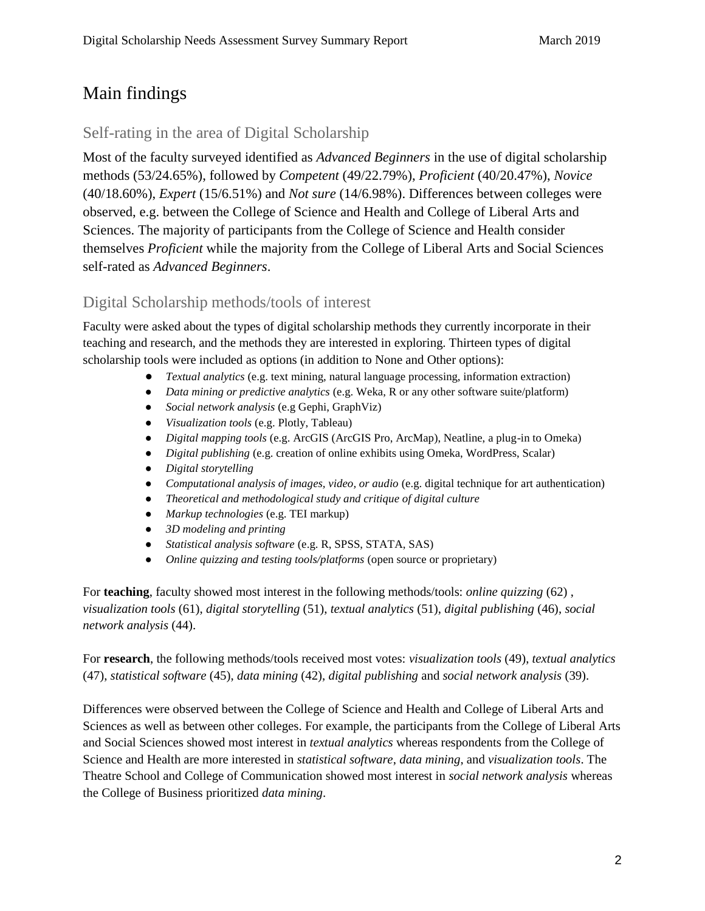# Main findings

## Self-rating in the area of Digital Scholarship

Most of the faculty surveyed identified as *Advanced Beginners* in the use of digital scholarship methods (53/24.65%), followed by *Competent* (49/22.79%), *Proficient* (40/20.47%), *Novice* (40/18.60%), *Expert* (15/6.51%) and *Not sure* (14/6.98%). Differences between colleges were observed, e.g. between the College of Science and Health and College of Liberal Arts and Sciences. The majority of participants from the College of Science and Health consider themselves *Proficient* while the majority from the College of Liberal Arts and Social Sciences self-rated as *Advanced Beginners*.

## Digital Scholarship methods/tools of interest

Faculty were asked about the types of digital scholarship methods they currently incorporate in their teaching and research, and the methods they are interested in exploring. Thirteen types of digital scholarship tools were included as options (in addition to None and Other options):

- *Textual analytics* (e.g. text mining, natural language processing, information extraction)
- *Data mining or predictive analytics* (e.g. Weka, R or any other software suite/platform)
- *Social network analysis* (e.g Gephi, GraphViz)
- *Visualization tools* (e.g. Plotly, Tableau)
- *Digital mapping tools* (e.g. ArcGIS (ArcGIS Pro, ArcMap), Neatline, a plug-in to Omeka)
- *Digital publishing* (e.g. creation of online exhibits using Omeka, WordPress, Scalar)
- *Digital storytelling*
- *Computational analysis of images, video, or audio* (e.g. digital technique for art authentication)
- *Theoretical and methodological study and critique of digital culture*
- *Markup technologies* (e.g. TEI markup)
- *3D modeling and printing*
- *Statistical analysis software* (e.g. R, SPSS, STATA, SAS)
- *Online quizzing and testing tools/platforms* (open source or proprietary)

For **teaching**, faculty showed most interest in the following methods/tools: *online quizzing* (62) , *visualization tools* (61), *digital storytelling* (51), *textual analytics* (51), *digital publishing* (46), *social network analysis* (44).

For **research**, the following methods/tools received most votes: *visualization tools* (49), *textual analytics* (47), *statistical software* (45), *data mining* (42), *digital publishing* and *social network analysis* (39).

Differences were observed between the College of Science and Health and College of Liberal Arts and Sciences as well as between other colleges. For example, the participants from the College of Liberal Arts and Social Sciences showed most interest in *textual analytics* whereas respondents from the College of Science and Health are more interested in *statistical software*, *data mining*, and *visualization tools*. The Theatre School and College of Communication showed most interest in *social network analysis* whereas the College of Business prioritized *data mining*.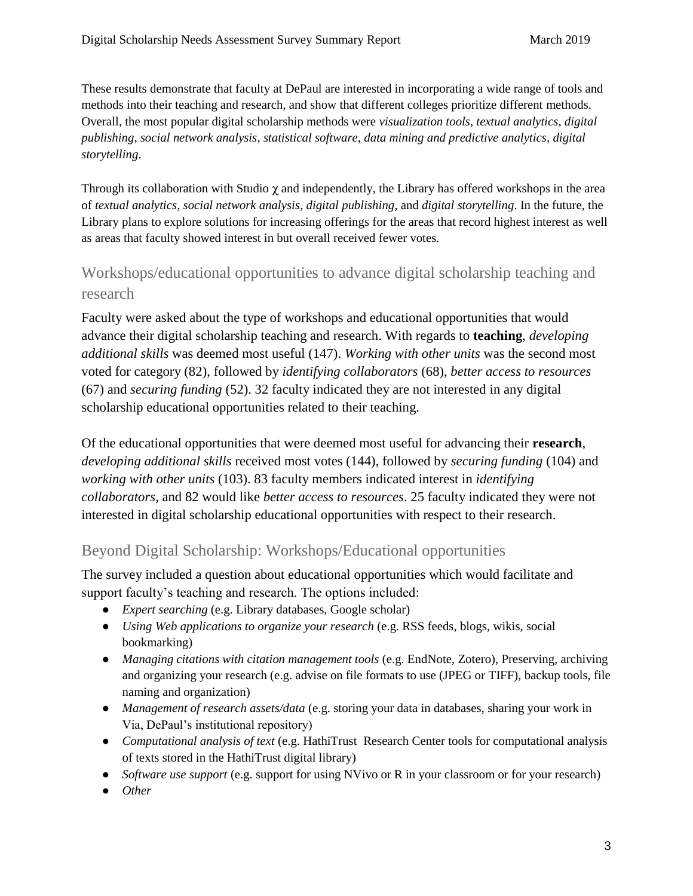These results demonstrate that faculty at DePaul are interested in incorporating a wide range of tools and methods into their teaching and research, and show that different colleges prioritize different methods. Overall, the most popular digital scholarship methods were *visualization tools*, *textual analytics*, *digital publishing*, *social network analysis*, *statistical software*, *data mining and predictive analytics*, *digital storytelling*.

Through its collaboration with Studio χ and independently, the Library has offered workshops in the area of *textual analytics*, *social network analysis*, *digital publishing*, and *digital storytelling*. In the future, the Library plans to explore solutions for increasing offerings for the areas that record highest interest as well as areas that faculty showed interest in but overall received fewer votes.

## Workshops/educational opportunities to advance digital scholarship teaching and research

Faculty were asked about the type of workshops and educational opportunities that would advance their digital scholarship teaching and research. With regards to **teaching**, *developing additional skills* was deemed most useful (147). *Working with other units* was the second most voted for category (82), followed by *identifying collaborators* (68), *better access to resources* (67) and *securing funding* (52). 32 faculty indicated they are not interested in any digital scholarship educational opportunities related to their teaching.

Of the educational opportunities that were deemed most useful for advancing their **research**, *developing additional skills* received most votes (144), followed by *securing funding* (104) and *working with other units* (103). 83 faculty members indicated interest in *identifying collaborators*, and 82 would like *better access to resources*. 25 faculty indicated they were not interested in digital scholarship educational opportunities with respect to their research.

## Beyond Digital Scholarship: Workshops/Educational opportunities

The survey included a question about educational opportunities which would facilitate and support faculty's teaching and research. The options included:

- *Expert searching* (e.g. Library databases, Google scholar)
- *Using Web applications to organize your research* (e.g. RSS feeds, blogs, wikis, social bookmarking)
- *Managing citations with citation management tools* (e.g. EndNote, Zotero), Preserving, archiving and organizing your research (e.g. advise on file formats to use (JPEG or TIFF), backup tools, file naming and organization)
- *Management of research assets/data* (e.g. storing your data in databases, sharing your work in Via, DePaul's institutional repository)
- *Computational analysis of text* (e.g. HathiTrust Research Center tools for computational analysis of texts stored in the HathiTrust digital library)
- *Software use support* (e.g. support for using NVivo or R in your classroom or for your research)
- *Other*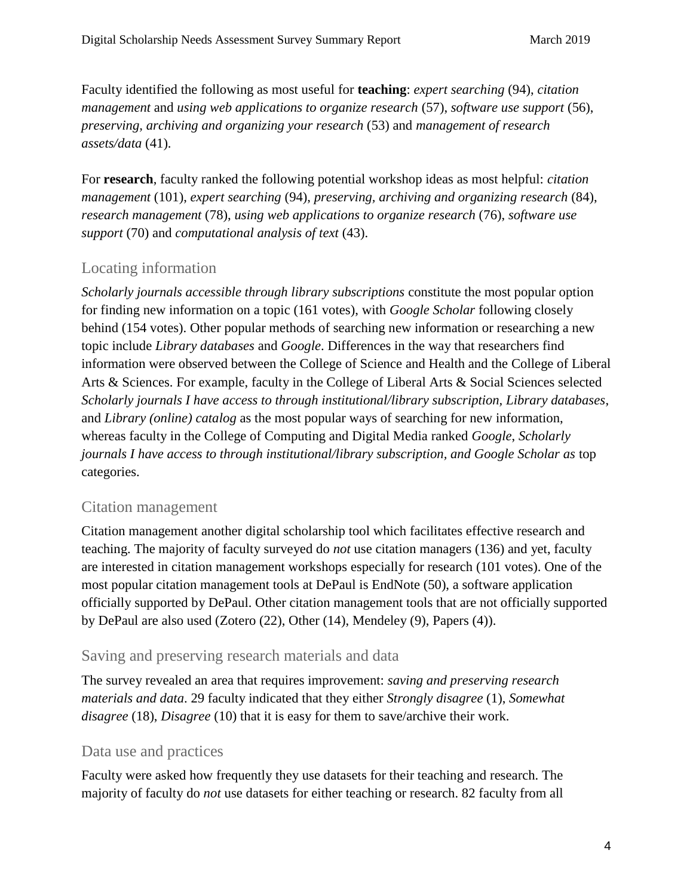Faculty identified the following as most useful for **teaching**: *expert searching* (94), *citation management* and *using web applications to organize research* (57), *software use support* (56), *preserving, archiving and organizing your research* (53) and *management of research assets/data* (41).

For **research**, faculty ranked the following potential workshop ideas as most helpful: *citation management* (101), *expert searching* (94), *preserving, archiving and organizing research* (84), *research management* (78), *using web applications to organize research* (76), *software use support* (70) and *computational analysis of text* (43).

## Locating information

*Scholarly journals accessible through library subscriptions* constitute the most popular option for finding new information on a topic (161 votes), with *Google Scholar* following closely behind (154 votes). Other popular methods of searching new information or researching a new topic include *Library databases* and *Google*. Differences in the way that researchers find information were observed between the College of Science and Health and the College of Liberal Arts & Sciences. For example, faculty in the College of Liberal Arts & Social Sciences selected *Scholarly journals I have access to through institutional/library subscription, Library databases*, and *Library (online) catalog* as the most popular ways of searching for new information, whereas faculty in the College of Computing and Digital Media ranked *Google*, *Scholarly journals I have access to through institutional/library subscription, and Google Scholar as* top categories.

## Citation management

Citation management another digital scholarship tool which facilitates effective research and teaching. The majority of faculty surveyed do *not* use citation managers (136) and yet, faculty are interested in citation management workshops especially for research (101 votes). One of the most popular citation management tools at DePaul is EndNote (50), a software application officially supported by DePaul. Other citation management tools that are not officially supported by DePaul are also used (Zotero (22), Other (14), Mendeley (9), Papers (4)).

## Saving and preserving research materials and data

The survey revealed an area that requires improvement: *saving and preserving research materials and data*. 29 faculty indicated that they either *Strongly disagree* (1), *Somewhat disagree* (18), *Disagree* (10) that it is easy for them to save/archive their work.

## Data use and practices

Faculty were asked how frequently they use datasets for their teaching and research. The majority of faculty do *not* use datasets for either teaching or research. 82 faculty from all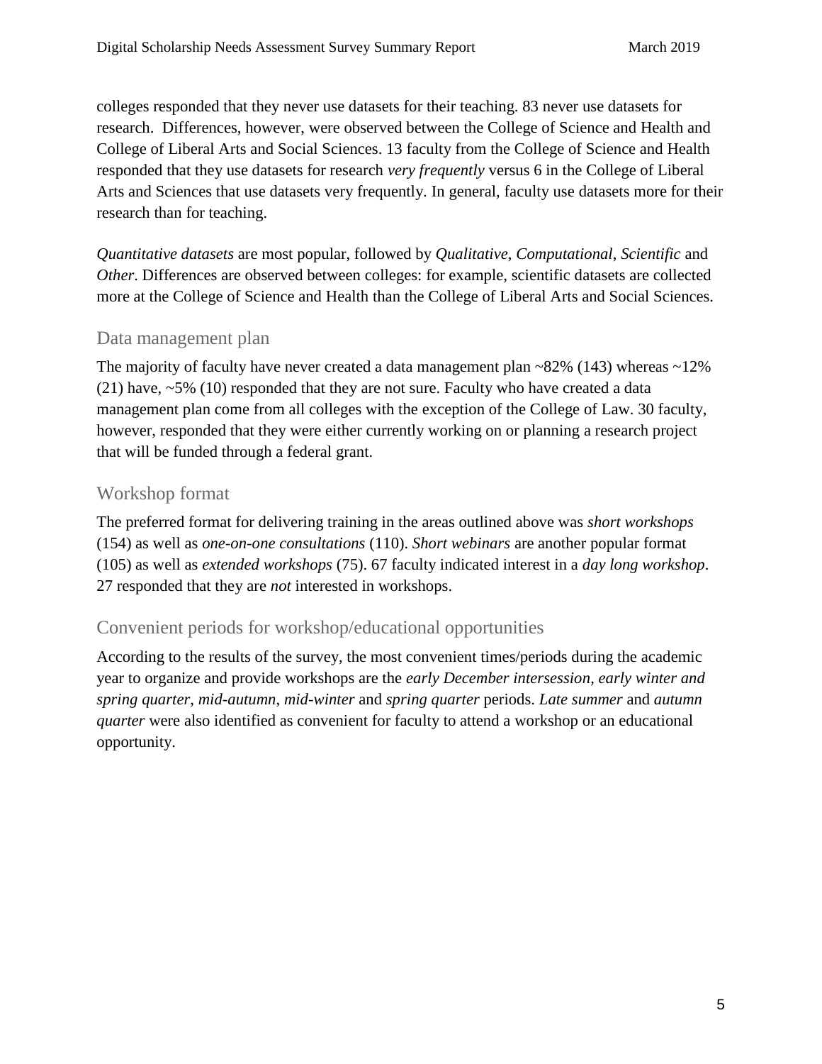colleges responded that they never use datasets for their teaching. 83 never use datasets for research. Differences, however, were observed between the College of Science and Health and College of Liberal Arts and Social Sciences. 13 faculty from the College of Science and Health responded that they use datasets for research *very frequently* versus 6 in the College of Liberal Arts and Sciences that use datasets very frequently. In general, faculty use datasets more for their research than for teaching.

*Quantitative datasets* are most popular, followed by *Qualitative*, *Computational*, *Scientific* and *Other*. Differences are observed between colleges: for example, scientific datasets are collected more at the College of Science and Health than the College of Liberal Arts and Social Sciences.

## Data management plan

The majority of faculty have never created a data management plan ~82% (143) whereas ~12% (21) have, ~5% (10) responded that they are not sure. Faculty who have created a data management plan come from all colleges with the exception of the College of Law. 30 faculty, however, responded that they were either currently working on or planning a research project that will be funded through a federal grant.

## Workshop format

The preferred format for delivering training in the areas outlined above was *short workshops* (154) as well as *one-on-one consultations* (110). *Short webinars* are another popular format (105) as well as *extended workshops* (75). 67 faculty indicated interest in a *day long workshop*. 27 responded that they are *not* interested in workshops.

## Convenient periods for workshop/educational opportunities

According to the results of the survey, the most convenient times/periods during the academic year to organize and provide workshops are the *early December intersession*, *early winter and spring quarter*, *mid-autumn*, *mid-winter* and *spring quarter* periods. *Late summer* and *autumn quarter* were also identified as convenient for faculty to attend a workshop or an educational opportunity.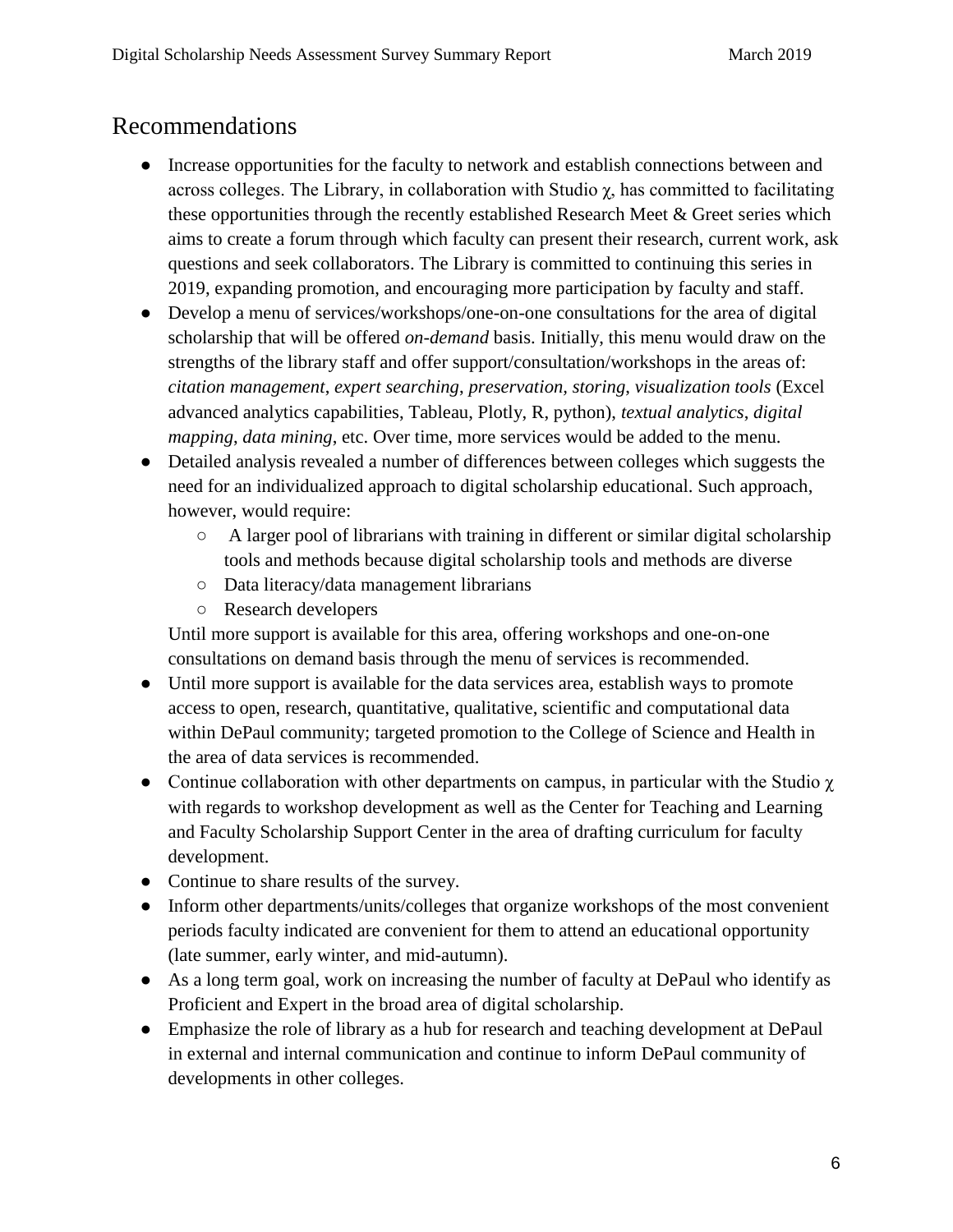## Recommendations

- Increase opportunities for the faculty to network and establish connections between and across colleges. The Library, in collaboration with Studio χ, has committed to facilitating these opportunities through the recently established Research Meet & Greet series which aims to create a forum through which faculty can present their research, current work, ask questions and seek collaborators. The Library is committed to continuing this series in 2019, expanding promotion, and encouraging more participation by faculty and staff.
- Develop a menu of services/workshops/one-on-one consultations for the area of digital scholarship that will be offered *on-demand* basis. Initially, this menu would draw on the strengths of the library staff and offer support/consultation/workshops in the areas of: *citation management*, *expert searching*, *preservation*, *storing*, *visualization tools* (Excel advanced analytics capabilities, Tableau, Plotly, R, python), *textual analytics*, *digital mapping*, *data mining*, etc. Over time, more services would be added to the menu.
- Detailed analysis revealed a number of differences between colleges which suggests the need for an individualized approach to digital scholarship educational. Such approach, however, would require:
    - A larger pool of librarians with training in different or similar digital scholarship tools and methods because digital scholarship tools and methods are diverse
    - Data literacy/data management librarians
    - Research developers

  Until more support is available for this area, offering workshops and one-on-one consultations on demand basis through the menu of services is recommended.
- Until more support is available for the data services area, establish ways to promote access to open, research, quantitative, qualitative, scientific and computational data within DePaul community; targeted promotion to the College of Science and Health in the area of data services is recommended.
- Continue collaboration with other departments on campus, in particular with the Studio χ with regards to workshop development as well as the Center for Teaching and Learning and Faculty Scholarship Support Center in the area of drafting curriculum for faculty development.
- Continue to share results of the survey.
- Inform other departments/units/colleges that organize workshops of the most convenient periods faculty indicated are convenient for them to attend an educational opportunity (late summer, early winter, and mid-autumn).
- As a long term goal, work on increasing the number of faculty at DePaul who identify as Proficient and Expert in the broad area of digital scholarship.
- Emphasize the role of library as a hub for research and teaching development at DePaul in external and internal communication and continue to inform DePaul community of developments in other colleges.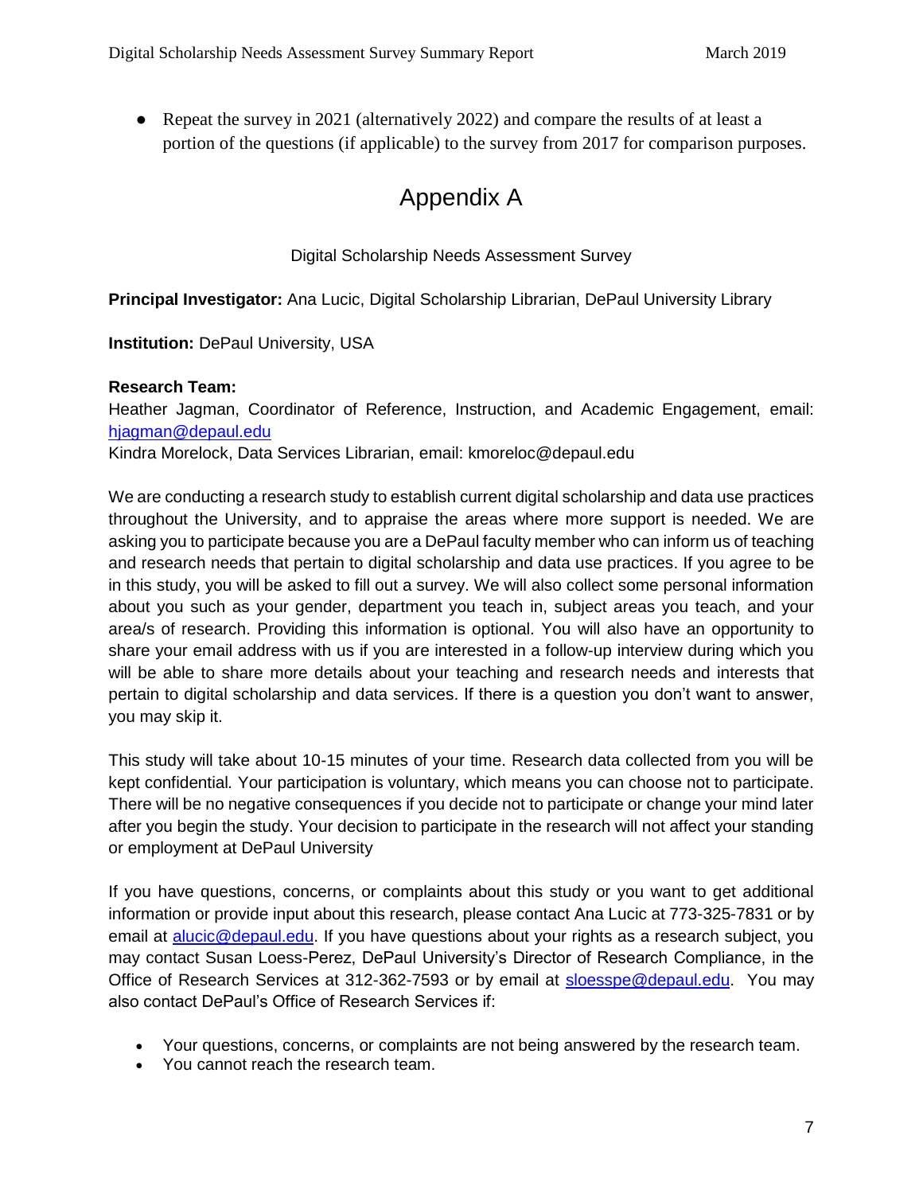- Repeat the survey in 2021 (alternatively 2022) and compare the results of at least a portion of the questions (if applicable) to the survey from 2017 for comparison purposes.

# Appendix A

Digital Scholarship Needs Assessment Survey

**Principal Investigator:** Ana Lucic, Digital Scholarship Librarian, DePaul University Library

**Institution:** DePaul University, USA

**Research Team:**
Heather Jagman, Coordinator of Reference, Instruction, and Academic Engagement, email: hjagman@depaul.edu
Kindra Morelock, Data Services Librarian, email: kmoreloc@depaul.edu

We are conducting a research study to establish current digital scholarship and data use practices throughout the University, and to appraise the areas where more support is needed. We are asking you to participate because you are a DePaul faculty member who can inform us of teaching and research needs that pertain to digital scholarship and data use practices. If you agree to be in this study, you will be asked to fill out a survey. We will also collect some personal information about you such as your gender, department you teach in, subject areas you teach, and your area/s of research. Providing this information is optional. You will also have an opportunity to share your email address with us if you are interested in a follow-up interview during which you will be able to share more details about your teaching and research needs and interests that pertain to digital scholarship and data services. If there is a question you don't want to answer, you may skip it.

This study will take about 10-15 minutes of your time. Research data collected from you will be kept confidential. Your participation is voluntary, which means you can choose not to participate. There will be no negative consequences if you decide not to participate or change your mind later after you begin the study. Your decision to participate in the research will not affect your standing or employment at DePaul University

If you have questions, concerns, or complaints about this study or you want to get additional information or provide input about this research, please contact Ana Lucic at 773-325-7831 or by email at alucic@depaul.edu. If you have questions about your rights as a research subject, you may contact Susan Loess-Perez, DePaul University's Director of Research Compliance, in the Office of Research Services at 312-362-7593 or by email at sloesspe@depaul.edu. You may also contact DePaul's Office of Research Services if:

- Your questions, concerns, or complaints are not being answered by the research team.
- You cannot reach the research team.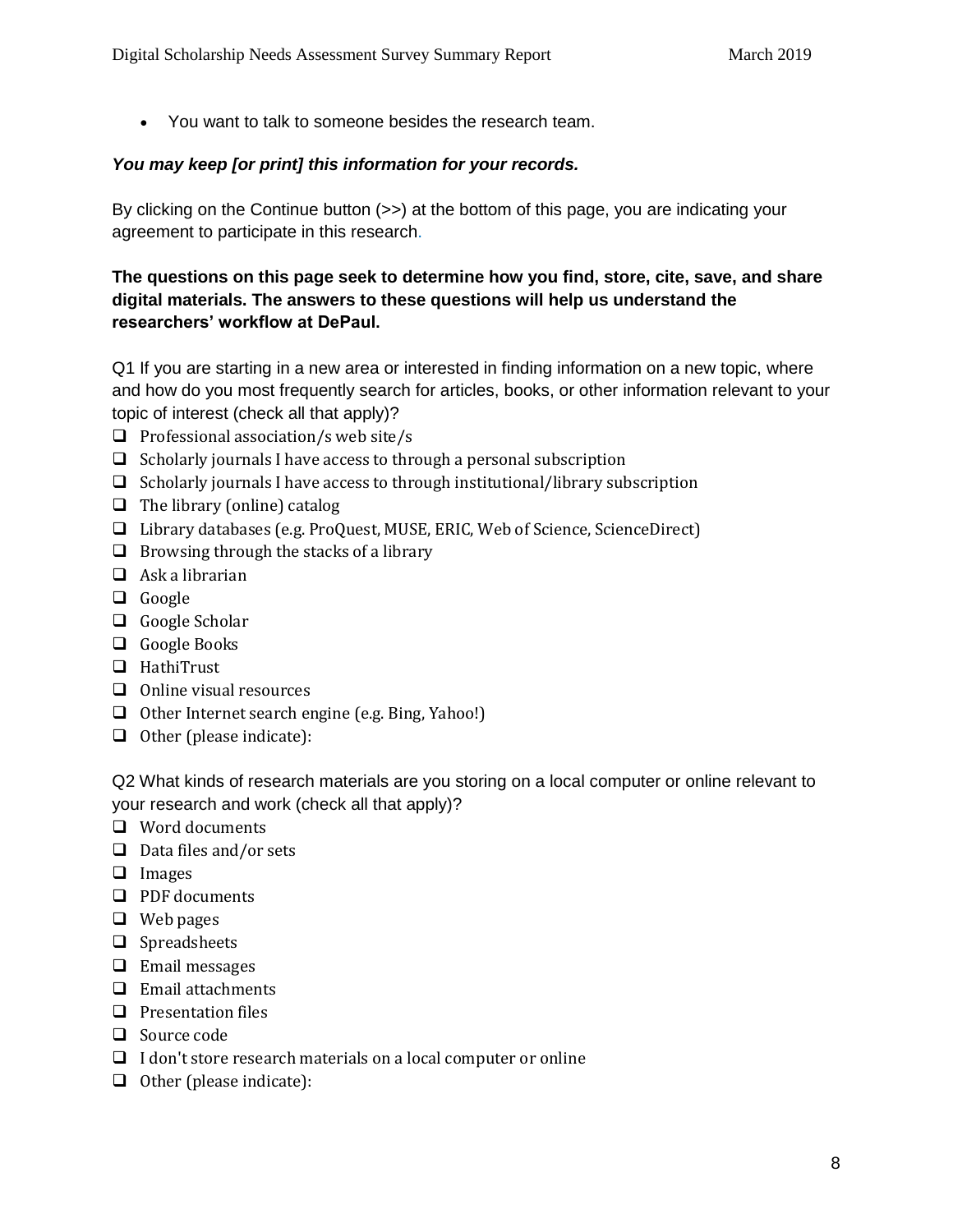- You want to talk to someone besides the research team.

***You may keep [or print] this information for your records.***

By clicking on the Continue button (>>) at the bottom of this page, you are indicating your agreement to participate in this research.

**The questions on this page seek to determine how you find, store, cite, save, and share digital materials. The answers to these questions will help us understand the researchers' workflow at DePaul.**

Q1 If you are starting in a new area or interested in finding information on a new topic, where and how do you most frequently search for articles, books, or other information relevant to your topic of interest (check all that apply)?

- ☐ Professional association/s web site/s
- ☐ Scholarly journals I have access to through a personal subscription
- ☐ Scholarly journals I have access to through institutional/library subscription
- ☐ The library (online) catalog
- ☐ Library databases (e.g. ProQuest, MUSE, ERIC, Web of Science, ScienceDirect)
- ☐ Browsing through the stacks of a library
- ☐ Ask a librarian
- ☐ Google
- ☐ Google Scholar
- ☐ Google Books
- ☐ HathiTrust
- ☐ Online visual resources
- ☐ Other Internet search engine (e.g. Bing, Yahoo!)
- ☐ Other (please indicate):

Q2 What kinds of research materials are you storing on a local computer or online relevant to your research and work (check all that apply)?

- ☐ Word documents
- ☐ Data files and/or sets
- ☐ Images
- ☐ PDF documents
- ☐ Web pages
- ☐ Spreadsheets
- ☐ Email messages
- ☐ Email attachments
- ☐ Presentation files
- ☐ Source code
- ☐ I don't store research materials on a local computer or online
- ☐ Other (please indicate):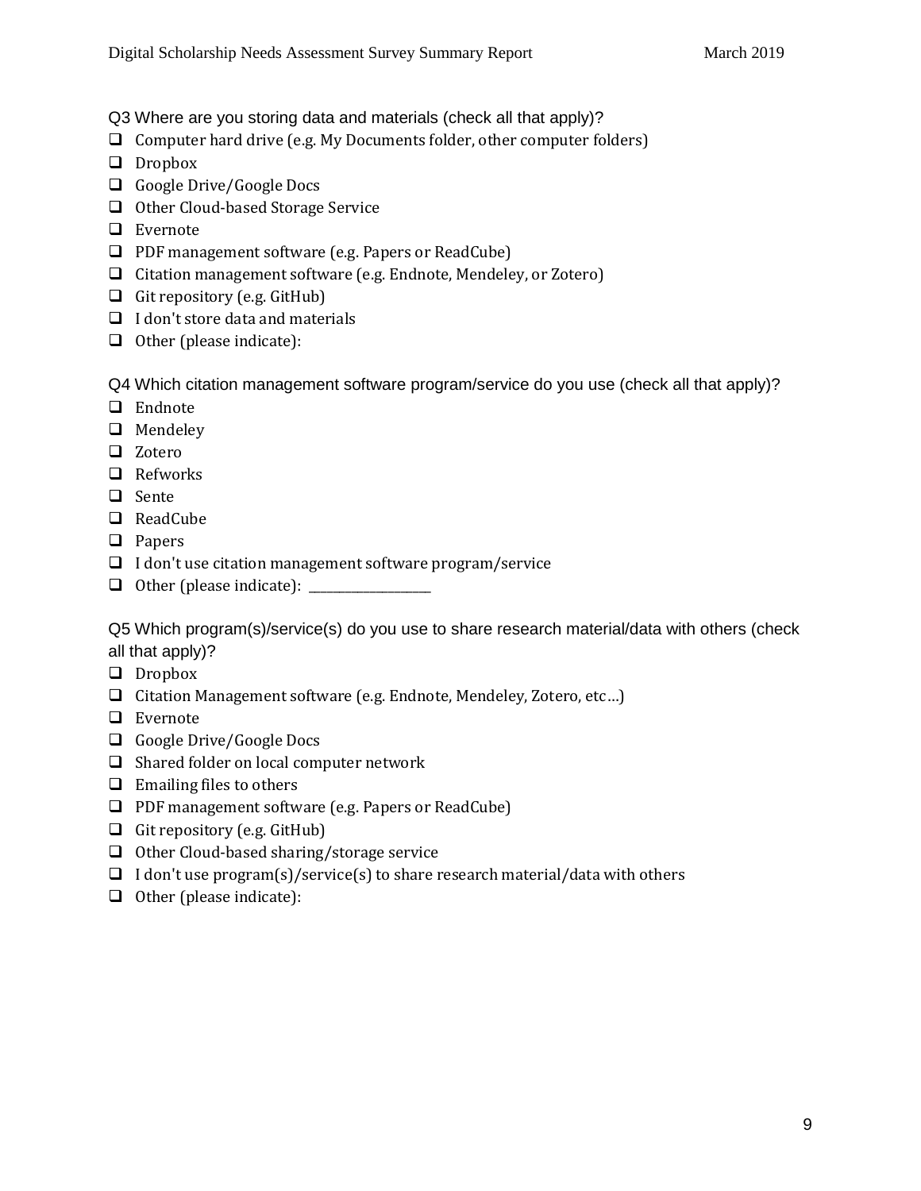Q3 Where are you storing data and materials (check all that apply)?

- ☐ Computer hard drive (e.g. My Documents folder, other computer folders)
- ☐ Dropbox
- ☐ Google Drive/Google Docs
- ☐ Other Cloud-based Storage Service
- ☐ Evernote
- ☐ PDF management software (e.g. Papers or ReadCube)
- ☐ Citation management software (e.g. Endnote, Mendeley, or Zotero)
- ☐ Git repository (e.g. GitHub)
- ☐ I don't store data and materials
- ☐ Other (please indicate):

Q4 Which citation management software program/service do you use (check all that apply)?

- ☐ Endnote
- ☐ Mendeley
- ☐ Zotero
- ☐ Refworks
- ☐ Sente
- ☐ ReadCube
- ☐ Papers
- ☐ I don't use citation management software program/service
- ☐ Other (please indicate): ____________________

Q5 Which program(s)/service(s) do you use to share research material/data with others (check all that apply)?

- ☐ Dropbox
- ☐ Citation Management software (e.g. Endnote, Mendeley, Zotero, etc…)
- ☐ Evernote
- ☐ Google Drive/Google Docs
- ☐ Shared folder on local computer network
- ☐ Emailing files to others
- ☐ PDF management software (e.g. Papers or ReadCube)
- ☐ Git repository (e.g. GitHub)
- ☐ Other Cloud-based sharing/storage service
- ☐ I don't use program(s)/service(s) to share research material/data with others
- ☐ Other (please indicate):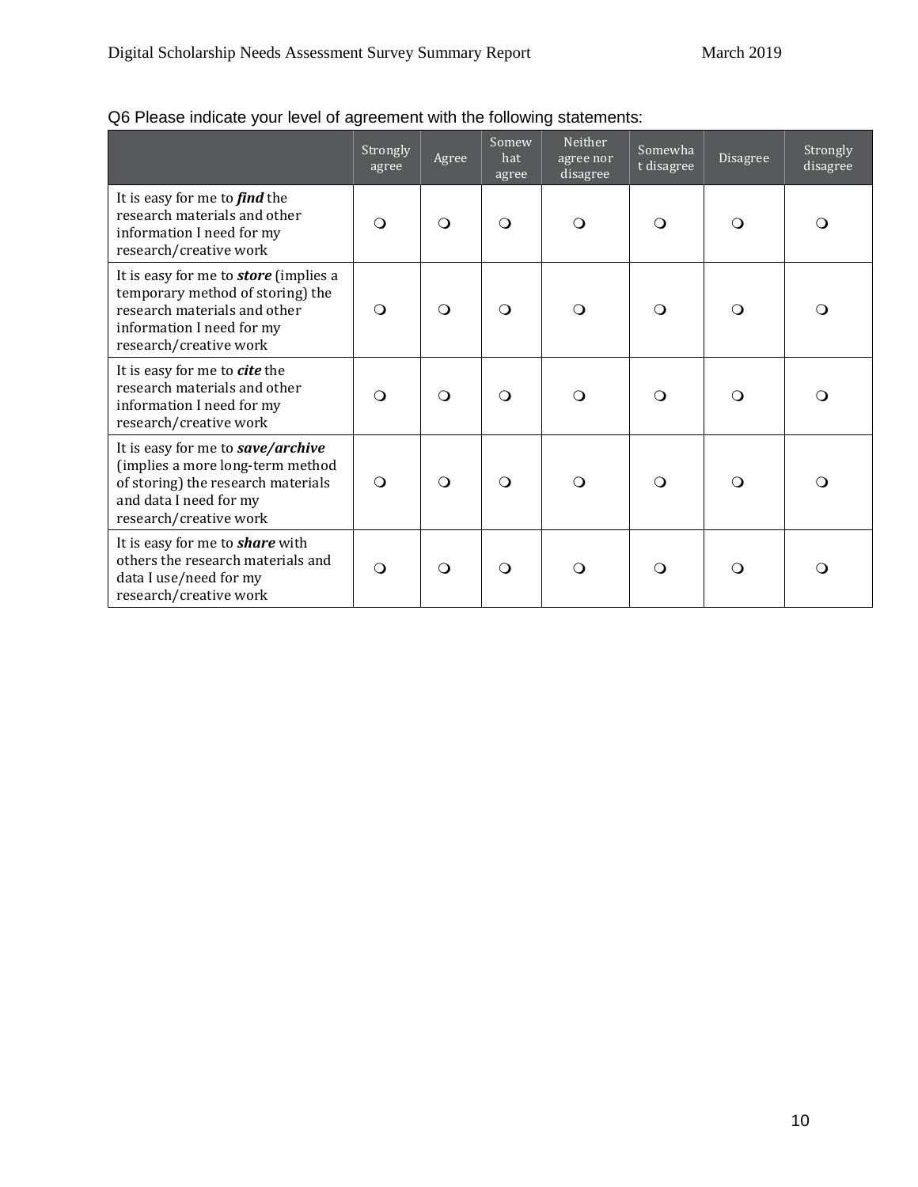Q6 Please indicate your level of agreement with the following statements:

| | Strongly agree | Agree | Somewhat agree | Neither agree nor disagree | Somewhat disagree | Disagree | Strongly disagree |
|---|---|---|---|---|---|---|---|
| It is easy for me to ***find*** the research materials and other information I need for my research/creative work | ❍ | ❍ | ❍ | ❍ | ❍ | ❍ | ❍ |
| It is easy for me to ***store*** (implies a temporary method of storing) the research materials and other information I need for my research/creative work | ❍ | ❍ | ❍ | ❍ | ❍ | ❍ | ❍ |
| It is easy for me to ***cite*** the research materials and other information I need for my research/creative work | ❍ | ❍ | ❍ | ❍ | ❍ | ❍ | ❍ |
| It is easy for me to ***save/archive*** (implies a more long-term method of storing) the research materials and data I need for my research/creative work | ❍ | ❍ | ❍ | ❍ | ❍ | ❍ | ❍ |
| It is easy for me to ***share*** with others the research materials and data I use/need for my research/creative work | ❍ | ❍ | ❍ | ❍ | ❍ | ❍ | ❍ |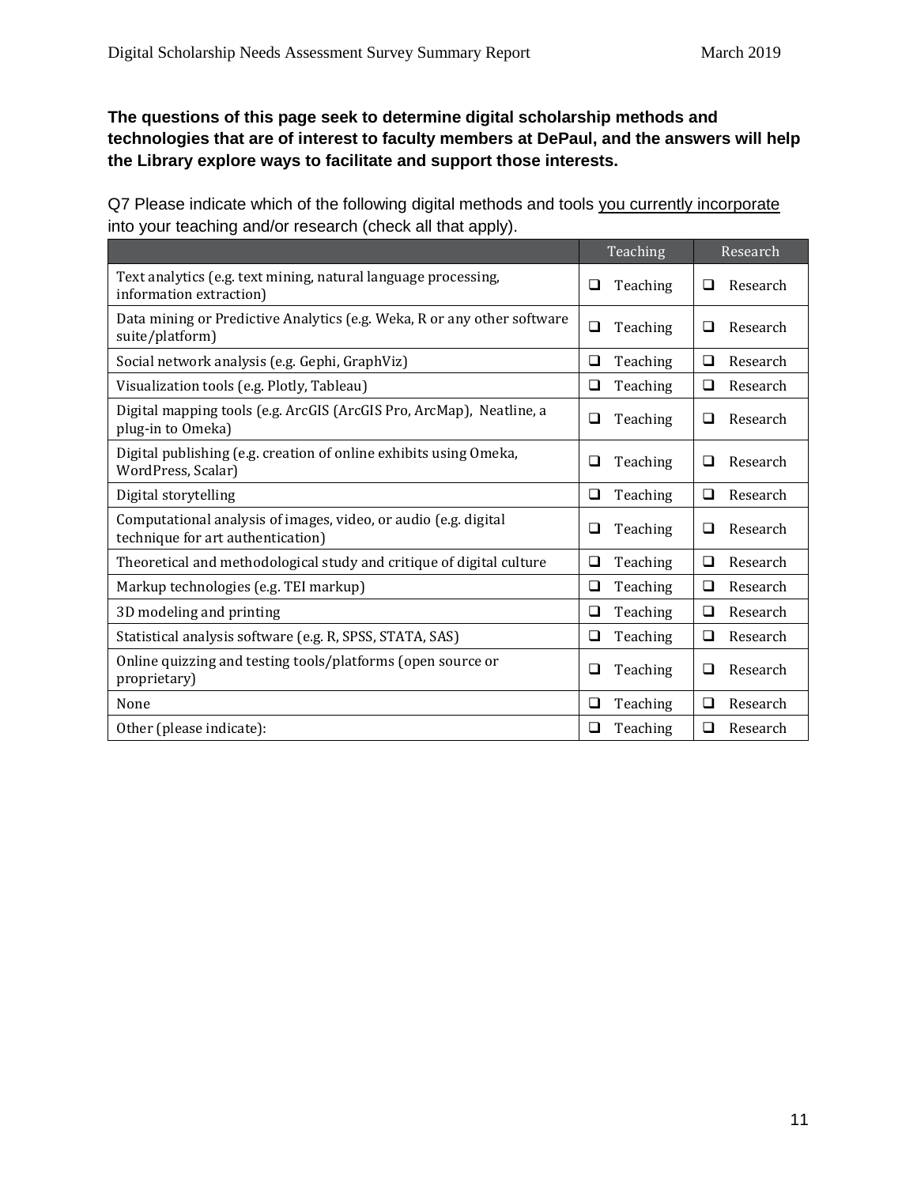**The questions of this page seek to determine digital scholarship methods and technologies that are of interest to faculty members at DePaul, and the answers will help the Library explore ways to facilitate and support those interests.**

Q7 Please indicate which of the following digital methods and tools <u>you currently incorporate</u> into your teaching and/or research (check all that apply).

| | Teaching | Research |
|---|---|---|
| Text analytics (e.g. text mining, natural language processing, information extraction) | ❑ Teaching | ❑ Research |
| Data mining or Predictive Analytics (e.g. Weka, R or any other software suite/platform) | ❑ Teaching | ❑ Research |
| Social network analysis (e.g. Gephi, GraphViz) | ❑ Teaching | ❑ Research |
| Visualization tools (e.g. Plotly, Tableau) | ❑ Teaching | ❑ Research |
| Digital mapping tools (e.g. ArcGIS (ArcGIS Pro, ArcMap), Neatline, a plug-in to Omeka) | ❑ Teaching | ❑ Research |
| Digital publishing (e.g. creation of online exhibits using Omeka, WordPress, Scalar) | ❑ Teaching | ❑ Research |
| Digital storytelling | ❑ Teaching | ❑ Research |
| Computational analysis of images, video, or audio (e.g. digital technique for art authentication) | ❑ Teaching | ❑ Research |
| Theoretical and methodological study and critique of digital culture | ❑ Teaching | ❑ Research |
| Markup technologies (e.g. TEI markup) | ❑ Teaching | ❑ Research |
| 3D modeling and printing | ❑ Teaching | ❑ Research |
| Statistical analysis software (e.g. R, SPSS, STATA, SAS) | ❑ Teaching | ❑ Research |
| Online quizzing and testing tools/platforms (open source or proprietary) | ❑ Teaching | ❑ Research |
| None | ❑ Teaching | ❑ Research |
| Other (please indicate): | ❑ Teaching | ❑ Research |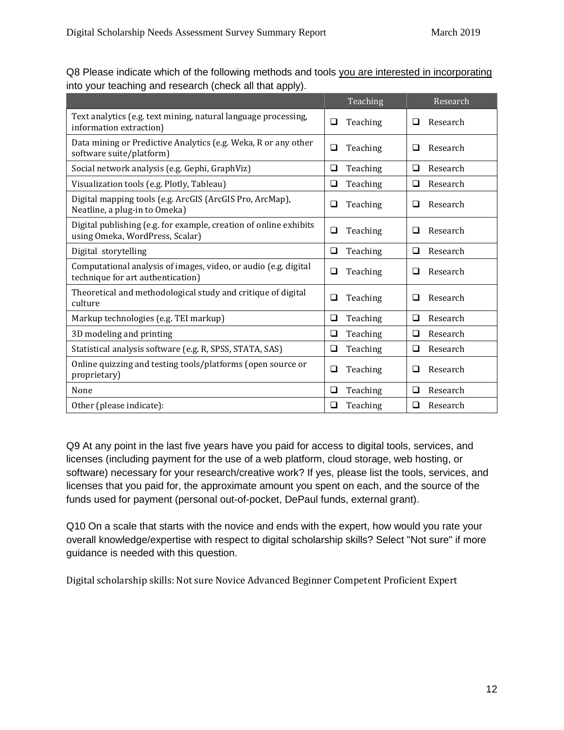Q8 Please indicate which of the following methods and tools <u>you are interested in incorporating</u> into your teaching and research (check all that apply).

| | Teaching | Research |
|---|---|---|
| Text analytics (e.g. text mining, natural language processing, information extraction) | ❑ Teaching | ❑ Research |
| Data mining or Predictive Analytics (e.g. Weka, R or any other software suite/platform) | ❑ Teaching | ❑ Research |
| Social network analysis (e.g. Gephi, GraphViz) | ❑ Teaching | ❑ Research |
| Visualization tools (e.g. Plotly, Tableau) | ❑ Teaching | ❑ Research |
| Digital mapping tools (e.g. ArcGIS (ArcGIS Pro, ArcMap), Neatline, a plug-in to Omeka) | ❑ Teaching | ❑ Research |
| Digital publishing (e.g. for example, creation of online exhibits using Omeka, WordPress, Scalar) | ❑ Teaching | ❑ Research |
| Digital storytelling | ❑ Teaching | ❑ Research |
| Computational analysis of images, video, or audio (e.g. digital technique for art authentication) | ❑ Teaching | ❑ Research |
| Theoretical and methodological study and critique of digital culture | ❑ Teaching | ❑ Research |
| Markup technologies (e.g. TEI markup) | ❑ Teaching | ❑ Research |
| 3D modeling and printing | ❑ Teaching | ❑ Research |
| Statistical analysis software (e.g. R, SPSS, STATA, SAS) | ❑ Teaching | ❑ Research |
| Online quizzing and testing tools/platforms (open source or proprietary) | ❑ Teaching | ❑ Research |
| None | ❑ Teaching | ❑ Research |
| Other (please indicate): | ❑ Teaching | ❑ Research |

Q9 At any point in the last five years have you paid for access to digital tools, services, and licenses (including payment for the use of a web platform, cloud storage, web hosting, or software) necessary for your research/creative work? If yes, please list the tools, services, and licenses that you paid for, the approximate amount you spent on each, and the source of the funds used for payment (personal out-of-pocket, DePaul funds, external grant).

Q10 On a scale that starts with the novice and ends with the expert, how would you rate your overall knowledge/expertise with respect to digital scholarship skills? Select "Not sure" if more guidance is needed with this question.

Digital scholarship skills: Not sure Novice Advanced Beginner Competent Proficient Expert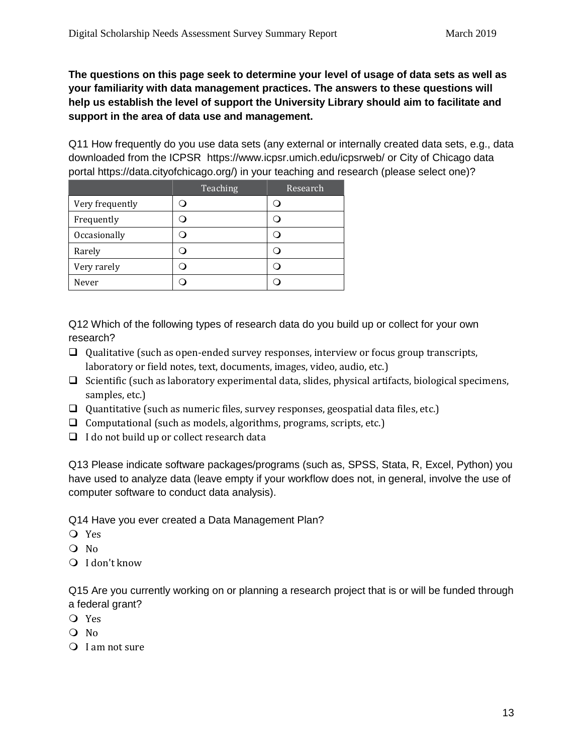**The questions on this page seek to determine your level of usage of data sets as well as your familiarity with data management practices. The answers to these questions will help us establish the level of support the University Library should aim to facilitate and support in the area of data use and management.**

Q11 How frequently do you use data sets (any external or internally created data sets, e.g., data downloaded from the ICPSR https://www.icpsr.umich.edu/icpsrweb/ or City of Chicago data portal https://data.cityofchicago.org/) in your teaching and research (please select one)?

| | Teaching | Research |
|---|---|---|
| Very frequently | ❍ | ❍ |
| Frequently | ❍ | ❍ |
| Occasionally | ❍ | ❍ |
| Rarely | ❍ | ❍ |
| Very rarely | ❍ | ❍ |
| Never | ❍ | ❍ |

Q12 Which of the following types of research data do you build up or collect for your own research?

- ❑ Qualitative (such as open-ended survey responses, interview or focus group transcripts, laboratory or field notes, text, documents, images, video, audio, etc.)
- ❑ Scientific (such as laboratory experimental data, slides, physical artifacts, biological specimens, samples, etc.)
- ❑ Quantitative (such as numeric files, survey responses, geospatial data files, etc.)
- ❑ Computational (such as models, algorithms, programs, scripts, etc.)
- ❑ I do not build up or collect research data

Q13 Please indicate software packages/programs (such as, SPSS, Stata, R, Excel, Python) you have used to analyze data (leave empty if your workflow does not, in general, involve the use of computer software to conduct data analysis).

Q14 Have you ever created a Data Management Plan?

- ❍ Yes
- ❍ No
- ❍ I don't know

Q15 Are you currently working on or planning a research project that is or will be funded through a federal grant?

- ❍ Yes
- ❍ No
- ❍ I am not sure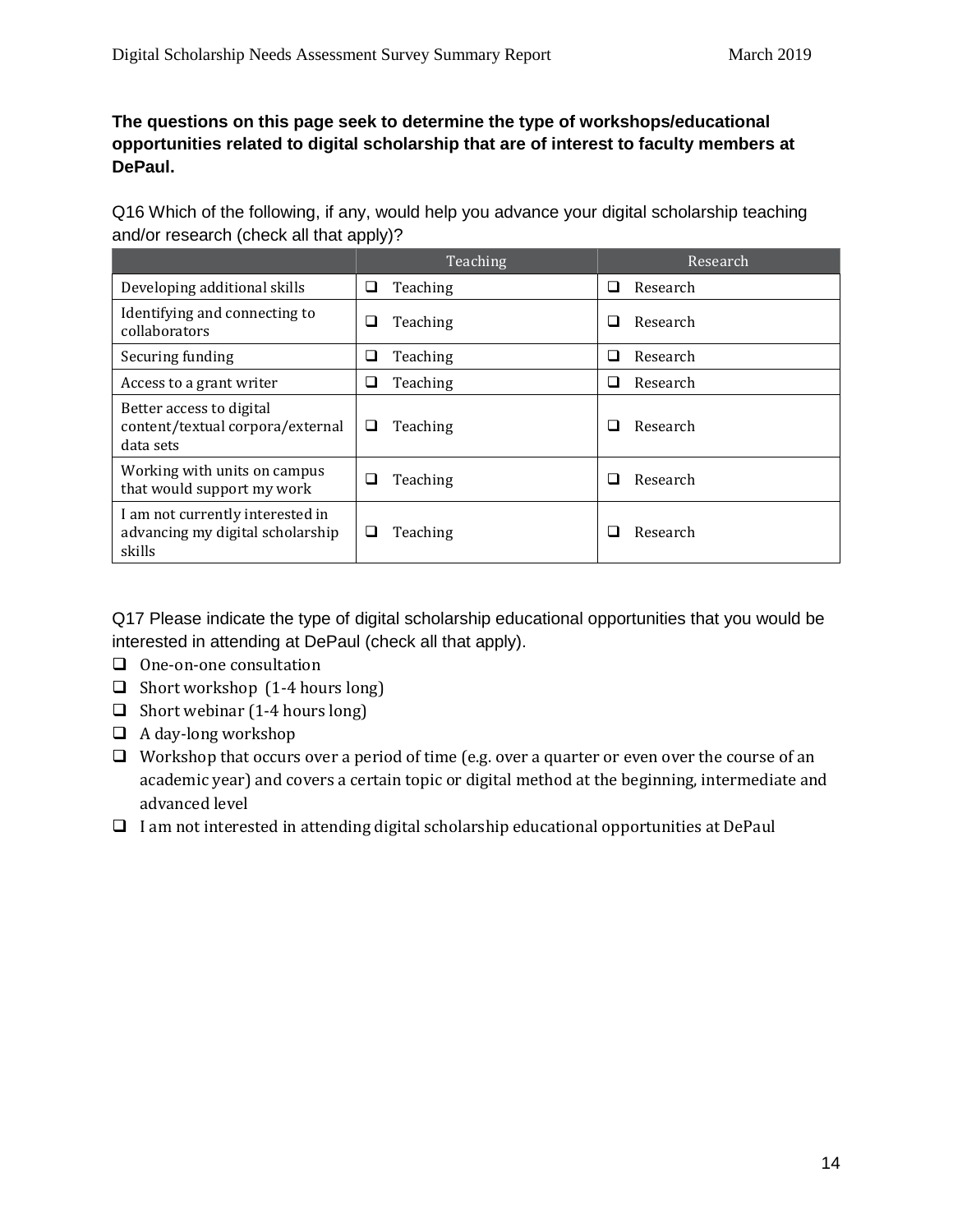**The questions on this page seek to determine the type of workshops/educational opportunities related to digital scholarship that are of interest to faculty members at DePaul.**

Q16 Which of the following, if any, would help you advance your digital scholarship teaching and/or research (check all that apply)?

| | Teaching | Research |
|---|---|---|
| Developing additional skills | ❑ Teaching | ❑ Research |
| Identifying and connecting to collaborators | ❑ Teaching | ❑ Research |
| Securing funding | ❑ Teaching | ❑ Research |
| Access to a grant writer | ❑ Teaching | ❑ Research |
| Better access to digital content/textual corpora/external data sets | ❑ Teaching | ❑ Research |
| Working with units on campus that would support my work | ❑ Teaching | ❑ Research |
| I am not currently interested in advancing my digital scholarship skills | ❑ Teaching | ❑ Research |

Q17 Please indicate the type of digital scholarship educational opportunities that you would be interested in attending at DePaul (check all that apply).

- ❑ One-on-one consultation
- ❑ Short workshop (1-4 hours long)
- ❑ Short webinar (1-4 hours long)
- ❑ A day-long workshop
- ❑ Workshop that occurs over a period of time (e.g. over a quarter or even over the course of an academic year) and covers a certain topic or digital method at the beginning, intermediate and advanced level
- ❑ I am not interested in attending digital scholarship educational opportunities at DePaul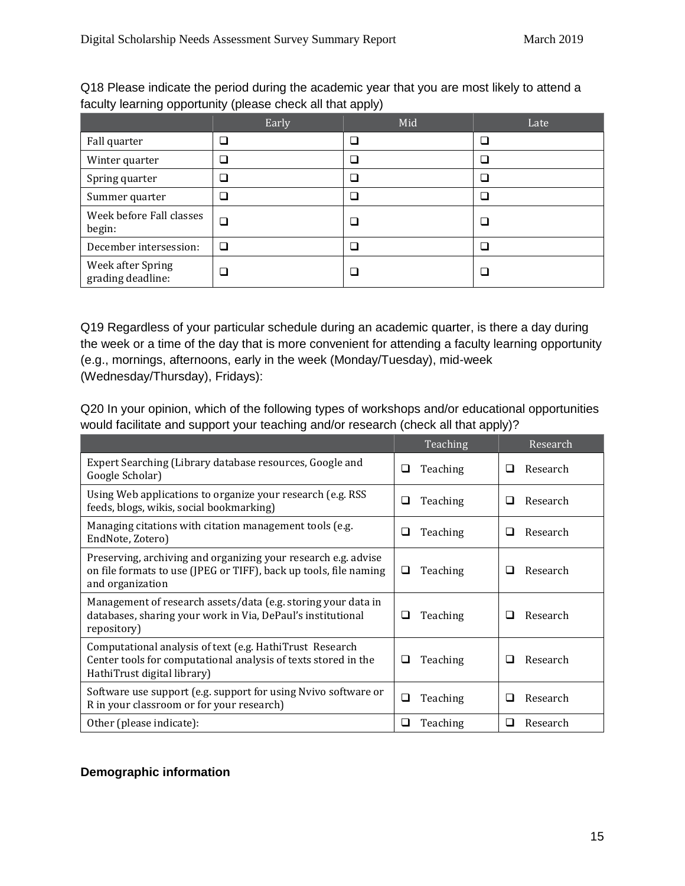Q18 Please indicate the period during the academic year that you are most likely to attend a faculty learning opportunity (please check all that apply)

| | Early | Mid | Late |
|---|---|---|---|
| Fall quarter | ❑ | ❑ | ❑ |
| Winter quarter | ❑ | ❑ | ❑ |
| Spring quarter | ❑ | ❑ | ❑ |
| Summer quarter | ❑ | ❑ | ❑ |
| Week before Fall classes begin: | ❑ | ❑ | ❑ |
| December intersession: | ❑ | ❑ | ❑ |
| Week after Spring grading deadline: | ❑ | ❑ | ❑ |

Q19 Regardless of your particular schedule during an academic quarter, is there a day during the week or a time of the day that is more convenient for attending a faculty learning opportunity (e.g., mornings, afternoons, early in the week (Monday/Tuesday), mid-week (Wednesday/Thursday), Fridays):

Q20 In your opinion, which of the following types of workshops and/or educational opportunities would facilitate and support your teaching and/or research (check all that apply)?

| | Teaching | Research |
|---|---|---|
| Expert Searching (Library database resources, Google and Google Scholar) | ❑ Teaching | ❑ Research |
| Using Web applications to organize your research (e.g. RSS feeds, blogs, wikis, social bookmarking) | ❑ Teaching | ❑ Research |
| Managing citations with citation management tools (e.g. EndNote, Zotero) | ❑ Teaching | ❑ Research |
| Preserving, archiving and organizing your research e.g. advise on file formats to use (JPEG or TIFF), back up tools, file naming and organization | ❑ Teaching | ❑ Research |
| Management of research assets/data (e.g. storing your data in databases, sharing your work in Via, DePaul's institutional repository) | ❑ Teaching | ❑ Research |
| Computational analysis of text (e.g. HathiTrust Research Center tools for computational analysis of texts stored in the HathiTrust digital library) | ❑ Teaching | ❑ Research |
| Software use support (e.g. support for using Nvivo software or R in your classroom or for your research) | ❑ Teaching | ❑ Research |
| Other (please indicate): | ❑ Teaching | ❑ Research |

**Demographic information**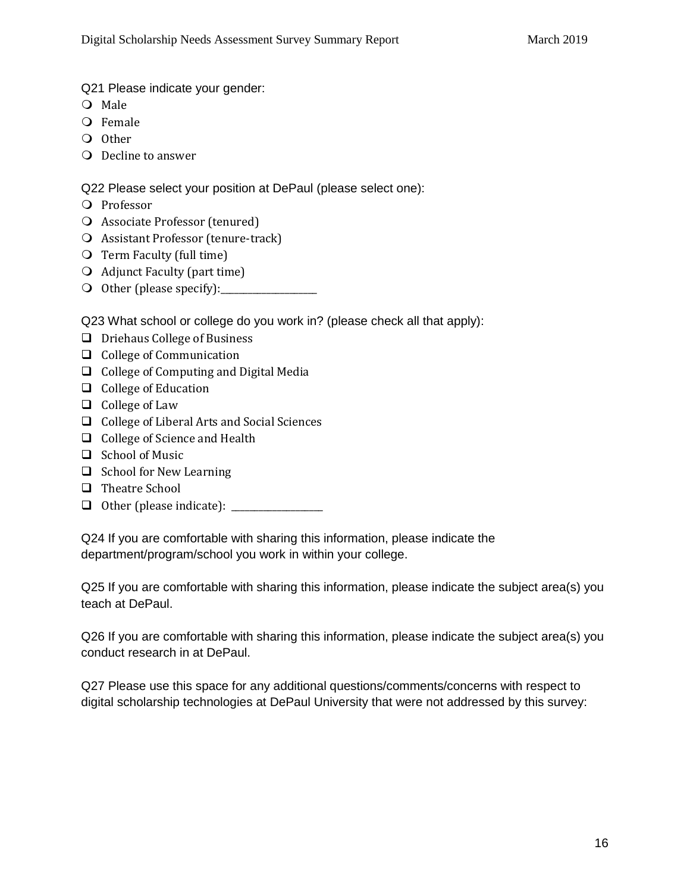Q21 Please indicate your gender:

- Male
- Female
- Other
- Decline to answer

Q22 Please select your position at DePaul (please select one):

- Professor
- Associate Professor (tenured)
- Assistant Professor (tenure-track)
- Term Faculty (full time)
- Adjunct Faculty (part time)
- Other (please specify):___________________

Q23 What school or college do you work in? (please check all that apply):

- Driehaus College of Business
- College of Communication
- College of Computing and Digital Media
- College of Education
- College of Law
- College of Liberal Arts and Social Sciences
- College of Science and Health
- School of Music
- School for New Learning
- Theatre School
- Other (please indicate): __________________

Q24 If you are comfortable with sharing this information, please indicate the department/program/school you work in within your college.

Q25 If you are comfortable with sharing this information, please indicate the subject area(s) you teach at DePaul.

Q26 If you are comfortable with sharing this information, please indicate the subject area(s) you conduct research in at DePaul.

Q27 Please use this space for any additional questions/comments/concerns with respect to digital scholarship technologies at DePaul University that were not addressed by this survey: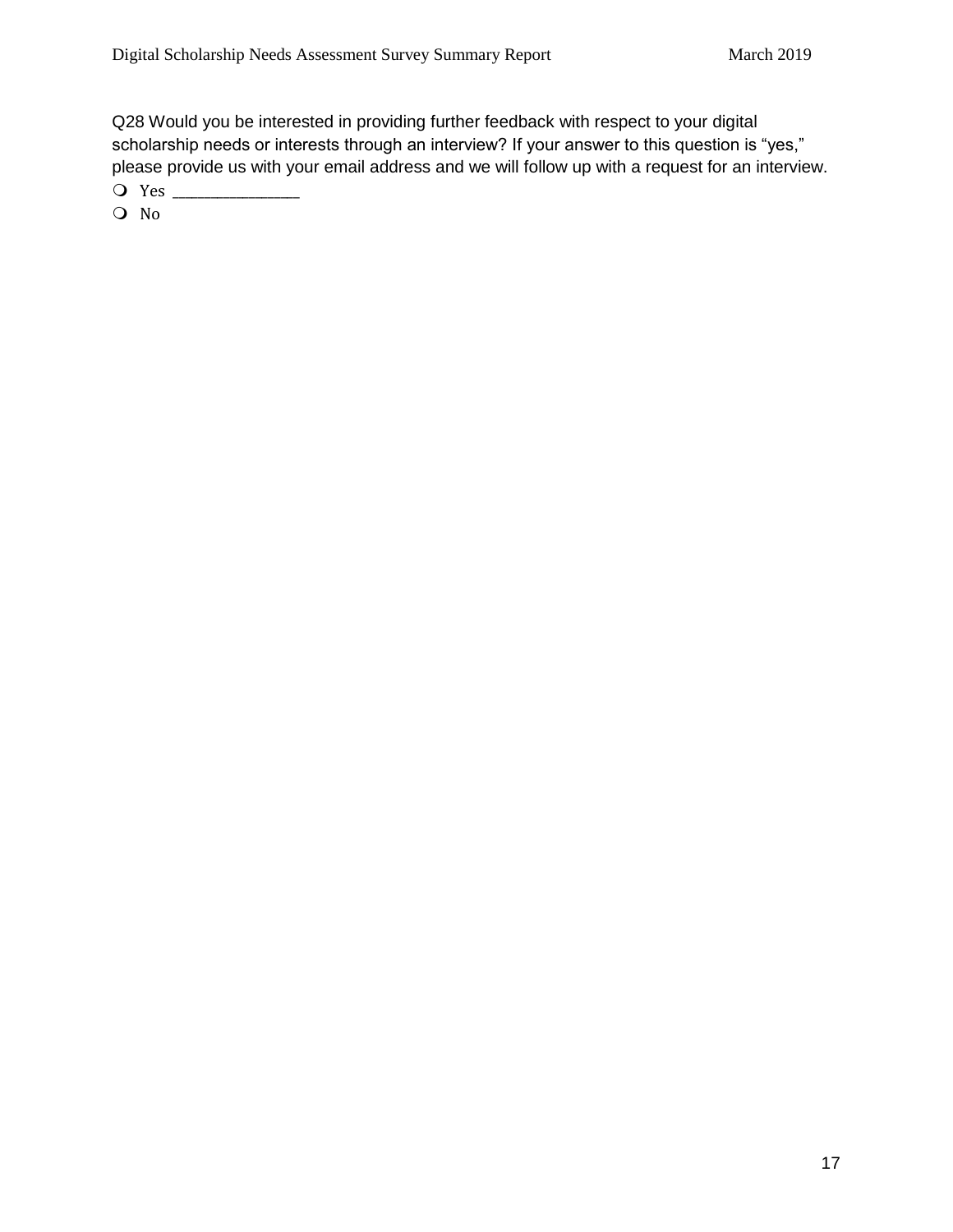Q28 Would you be interested in providing further feedback with respect to your digital scholarship needs or interests through an interview? If your answer to this question is "yes," please provide us with your email address and we will follow up with a request for an interview.

- Yes ________________
- No